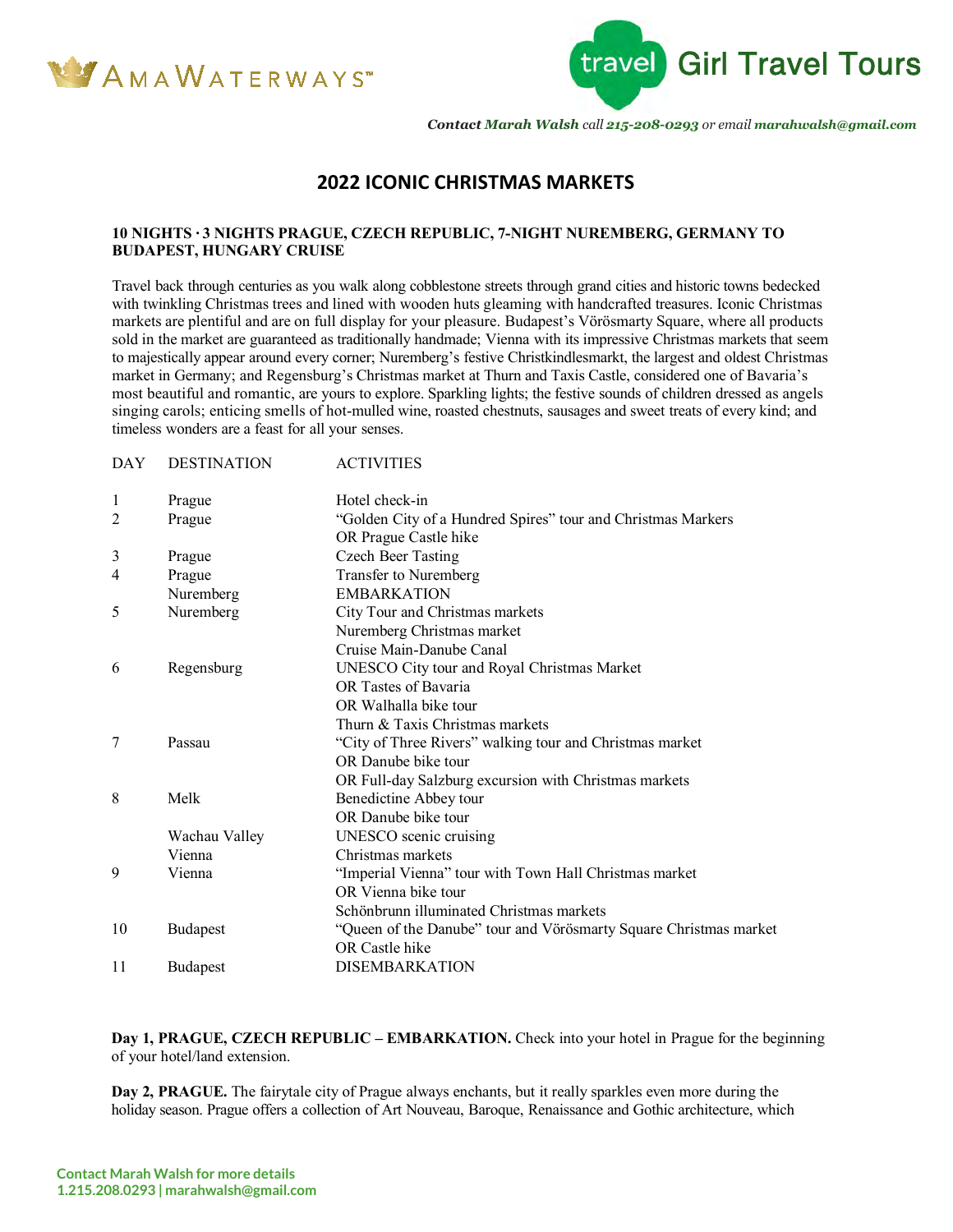AMAWATERWAYS™

travel Girl Travel Tours

***Contact Marah Walsh** call **215-208-0293** or email **marahwalsh@gmail.com***

# 2022 ICONIC CHRISTMAS MARKETS

**10 NIGHTS · 3 NIGHTS PRAGUE, CZECH REPUBLIC, 7-NIGHT NUREMBERG, GERMANY TO BUDAPEST, HUNGARY CRUISE**

Travel back through centuries as you walk along cobblestone streets through grand cities and historic towns bedecked with twinkling Christmas trees and lined with wooden huts gleaming with handcrafted treasures. Iconic Christmas markets are plentiful and are on full display for your pleasure. Budapest's Vörösmarty Square, where all products sold in the market are guaranteed as traditionally handmade; Vienna with its impressive Christmas markets that seem to majestically appear around every corner; Nuremberg's festive Christkindlesmarkt, the largest and oldest Christmas market in Germany; and Regensburg's Christmas market at Thurn and Taxis Castle, considered one of Bavaria's most beautiful and romantic, are yours to explore. Sparkling lights; the festive sounds of children dressed as angels singing carols; enticing smells of hot-mulled wine, roasted chestnuts, sausages and sweet treats of every kind; and timeless wonders are a feast for all your senses.

| DAY | DESTINATION | ACTIVITIES |
|---|---|---|
| 1 | Prague | Hotel check-in |
| 2 | Prague | "Golden City of a Hundred Spires" tour and Christmas Markers |
| | | OR Prague Castle hike |
| 3 | Prague | Czech Beer Tasting |
| 4 | Prague | Transfer to Nuremberg |
| | Nuremberg | EMBARKATION |
| 5 | Nuremberg | City Tour and Christmas markets |
| | | Nuremberg Christmas market |
| | | Cruise Main-Danube Canal |
| 6 | Regensburg | UNESCO City tour and Royal Christmas Market |
| | | OR Tastes of Bavaria |
| | | OR Walhalla bike tour |
| | | Thurn & Taxis Christmas markets |
| 7 | Passau | "City of Three Rivers" walking tour and Christmas market |
| | | OR Danube bike tour |
| | | OR Full-day Salzburg excursion with Christmas markets |
| 8 | Melk | Benedictine Abbey tour |
| | | OR Danube bike tour |
| | Wachau Valley | UNESCO scenic cruising |
| | Vienna | Christmas markets |
| 9 | Vienna | "Imperial Vienna" tour with Town Hall Christmas market |
| | | OR Vienna bike tour |
| | | Schönbrunn illuminated Christmas markets |
| 10 | Budapest | "Queen of the Danube" tour and Vörösmarty Square Christmas market |
| | | OR Castle hike |
| 11 | Budapest | DISEMBARKATION |

**Day 1, PRAGUE, CZECH REPUBLIC – EMBARKATION.** Check into your hotel in Prague for the beginning of your hotel/land extension.

**Day 2, PRAGUE.** The fairytale city of Prague always enchants, but it really sparkles even more during the holiday season. Prague offers a collection of Art Nouveau, Baroque, Renaissance and Gothic architecture, which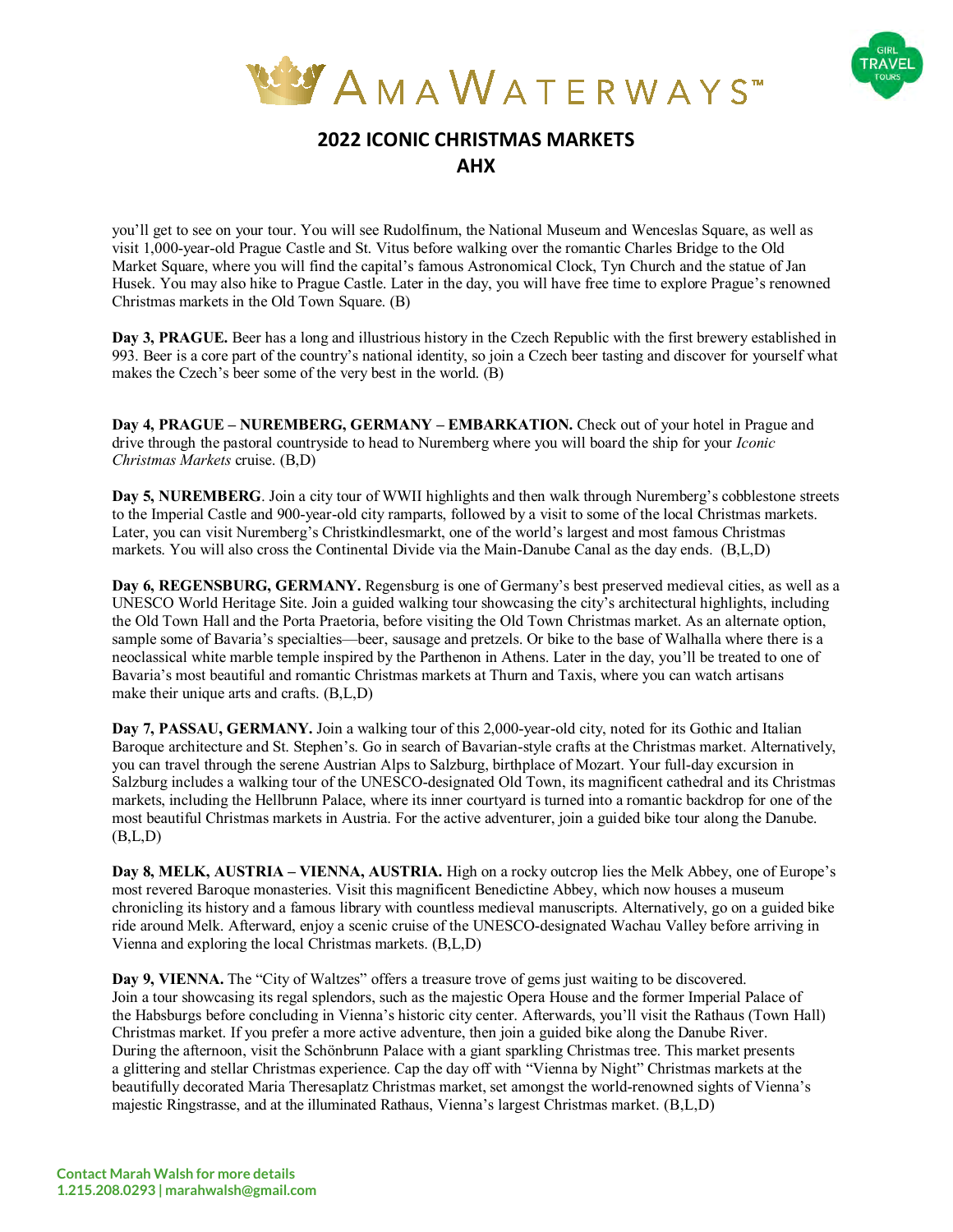you'll get to see on your tour. You will see Rudolfinum, the National Museum and Wenceslas Square, as well as visit 1,000-year-old Prague Castle and St. Vitus before walking over the romantic Charles Bridge to the Old Market Square, where you will find the capital's famous Astronomical Clock, Tyn Church and the statue of Jan Husek. You may also hike to Prague Castle. Later in the day, you will have free time to explore Prague's renowned Christmas markets in the Old Town Square. (B)

**Day 3, PRAGUE.** Beer has a long and illustrious history in the Czech Republic with the first brewery established in 993. Beer is a core part of the country's national identity, so join a Czech beer tasting and discover for yourself what makes the Czech's beer some of the very best in the world. (B)

**Day 4, PRAGUE – NUREMBERG, GERMANY – EMBARKATION.** Check out of your hotel in Prague and drive through the pastoral countryside to head to Nuremberg where you will board the ship for your *Iconic Christmas Markets* cruise. (B,D)

**Day 5, NUREMBERG**. Join a city tour of WWII highlights and then walk through Nuremberg's cobblestone streets to the Imperial Castle and 900-year-old city ramparts, followed by a visit to some of the local Christmas markets. Later, you can visit Nuremberg's Christkindlesmarkt, one of the world's largest and most famous Christmas markets. You will also cross the Continental Divide via the Main-Danube Canal as the day ends. (B,L,D)

**Day 6, REGENSBURG, GERMANY.** Regensburg is one of Germany's best preserved medieval cities, as well as a UNESCO World Heritage Site. Join a guided walking tour showcasing the city's architectural highlights, including the Old Town Hall and the Porta Praetoria, before visiting the Old Town Christmas market. As an alternate option, sample some of Bavaria's specialties—beer, sausage and pretzels. Or bike to the base of Walhalla where there is a neoclassical white marble temple inspired by the Parthenon in Athens. Later in the day, you'll be treated to one of Bavaria's most beautiful and romantic Christmas markets at Thurn and Taxis, where you can watch artisans make their unique arts and crafts. (B,L,D)

**Day 7, PASSAU, GERMANY.** Join a walking tour of this 2,000-year-old city, noted for its Gothic and Italian Baroque architecture and St. Stephen's. Go in search of Bavarian-style crafts at the Christmas market. Alternatively, you can travel through the serene Austrian Alps to Salzburg, birthplace of Mozart. Your full-day excursion in Salzburg includes a walking tour of the UNESCO-designated Old Town, its magnificent cathedral and its Christmas markets, including the Hellbrunn Palace, where its inner courtyard is turned into a romantic backdrop for one of the most beautiful Christmas markets in Austria. For the active adventurer, join a guided bike tour along the Danube. (B,L,D)

**Day 8, MELK, AUSTRIA – VIENNA, AUSTRIA.** High on a rocky outcrop lies the Melk Abbey, one of Europe's most revered Baroque monasteries. Visit this magnificent Benedictine Abbey, which now houses a museum chronicling its history and a famous library with countless medieval manuscripts. Alternatively, go on a guided bike ride around Melk. Afterward, enjoy a scenic cruise of the UNESCO-designated Wachau Valley before arriving in Vienna and exploring the local Christmas markets. (B,L,D)

**Day 9, VIENNA.** The "City of Waltzes" offers a treasure trove of gems just waiting to be discovered. Join a tour showcasing its regal splendors, such as the majestic Opera House and the former Imperial Palace of the Habsburgs before concluding in Vienna's historic city center. Afterwards, you'll visit the Rathaus (Town Hall) Christmas market. If you prefer a more active adventure, then join a guided bike along the Danube River. During the afternoon, visit the Schönbrunn Palace with a giant sparkling Christmas tree. This market presents a glittering and stellar Christmas experience. Cap the day off with "Vienna by Night" Christmas markets at the beautifully decorated Maria Theresaplatz Christmas market, set amongst the world-renowned sights of Vienna's majestic Ringstrasse, and at the illuminated Rathaus, Vienna's largest Christmas market. (B,L,D)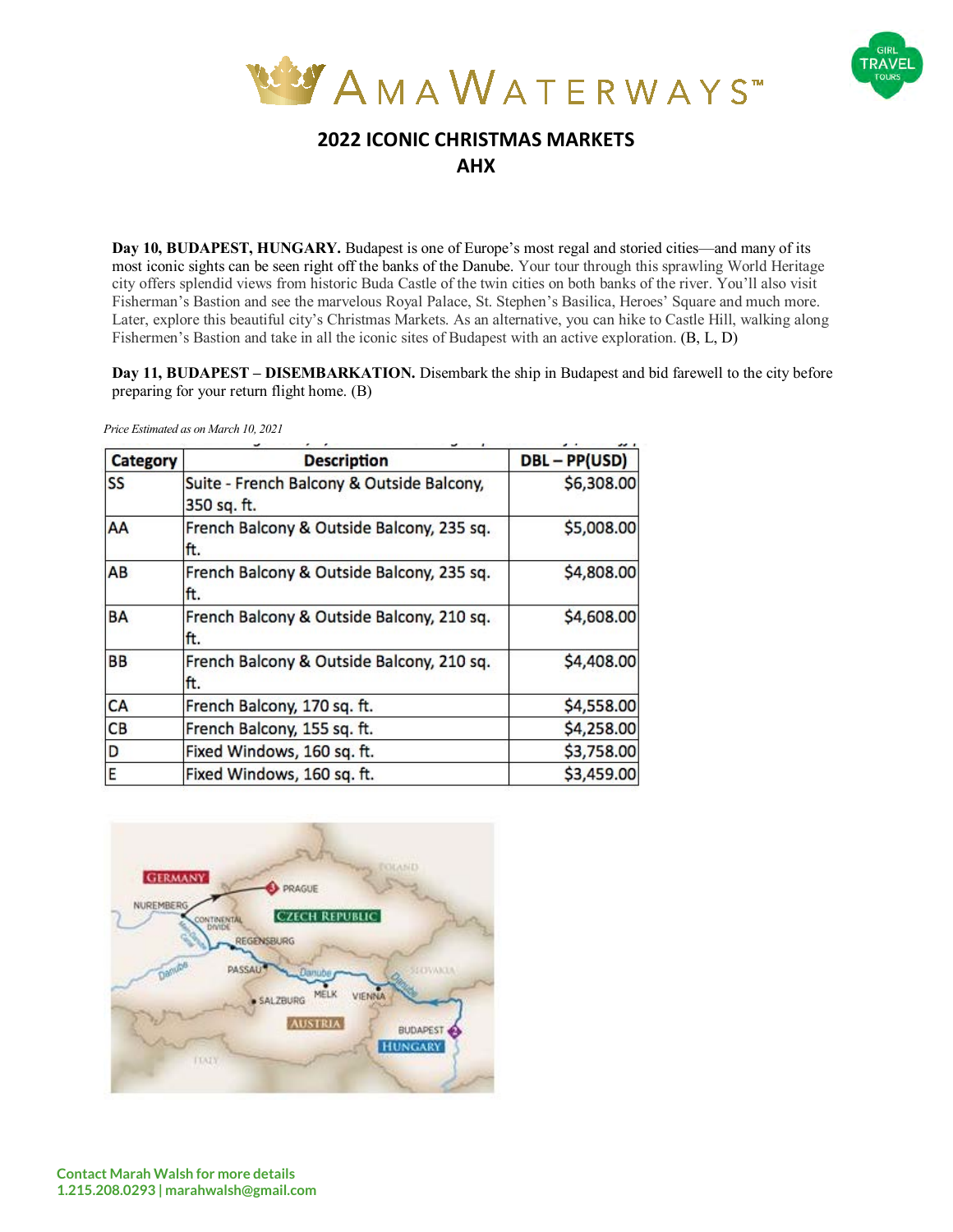# 2022 ICONIC CHRISTMAS MARKETS
## AHX

**Day 10, BUDAPEST, HUNGARY.** Budapest is one of Europe's most regal and storied cities—and many of its most iconic sights can be seen right off the banks of the Danube. Your tour through this sprawling World Heritage city offers splendid views from historic Buda Castle of the twin cities on both banks of the river. You'll also visit Fisherman's Bastion and see the marvelous Royal Palace, St. Stephen's Basilica, Heroes' Square and much more. Later, explore this beautiful city's Christmas Markets. As an alternative, you can hike to Castle Hill, walking along Fishermen's Bastion and take in all the iconic sites of Budapest with an active exploration. (B, L, D)

**Day 11, BUDAPEST – DISEMBARKATION.** Disembark the ship in Budapest and bid farewell to the city before preparing for your return flight home. (B)

*Price Estimated as on March 10, 2021*

| Category | Description | DBL – PP(USD) |
|---|---|---|
| SS | Suite - French Balcony & Outside Balcony, 350 sq. ft. | $6,308.00 |
| AA | French Balcony & Outside Balcony, 235 sq. ft. | $5,008.00 |
| AB | French Balcony & Outside Balcony, 235 sq. ft. | $4,808.00 |
| BA | French Balcony & Outside Balcony, 210 sq. ft. | $4,608.00 |
| BB | French Balcony & Outside Balcony, 210 sq. ft. | $4,408.00 |
| CA | French Balcony, 170 sq. ft. | $4,558.00 |
| CB | French Balcony, 155 sq. ft. | $4,258.00 |
| D | Fixed Windows, 160 sq. ft. | $3,758.00 |
| E | Fixed Windows, 160 sq. ft. | $3,459.00 |

GERMANY
NUREMBERG
CONTINENTAL DIVIDE
Main-Danube Canal
PRAGUE
CZECH REPUBLIC
POLAND
REGENSBURG
PASSAU
Danube
SALZBURG
MELK
VIENNA
SLOVAKIA
AUSTRIA
BUDAPEST
HUNGARY
ITALY

**Contact Marah Walsh for more details**
**1.215.208.0293 | marahwalsh@gmail.com**